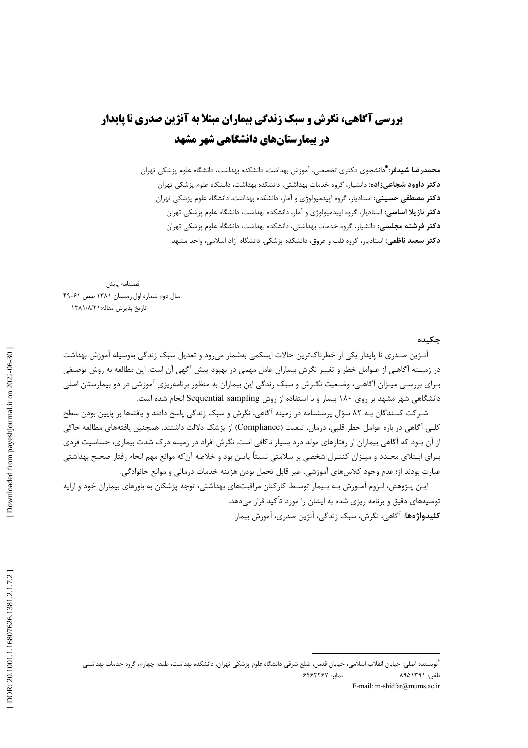# بررسی آگاهی، نگرش و سبک زندگی بیماران مبتلا به آنژین صدری نا پایدار در بیمارستان‌های دانشگاهی شهر مشهد

**محمدرضا شیدفر:**[*] دانشجوی دکتری تخصصی، آموزش بهداشت، دانشکده بهداشت، دانشگاه علوم پزشکی تهران
**دکتر داوود شجاعی‌زاده:** دانشیار، گروه خدمات بهداشتی، دانشکده بهداشت، دانشگاه علوم پزشکی تهران
**دکتر مصطفی حسینی:** استادیار، گروه اپیدمیولوژی و آمار، دانشکده بهداشت، دانشگاه علوم پزشکی تهران
**دکتر نازیلا اساسی:** استادیار، گروه اپیدمیولوژی و آمار، دانشکده بهداشت، دانشگاه علوم پزشکی تهران
**دکتر فرشته مجلسی:** دانشیار، گروه خدمات بهداشتی، دانشکده بهداشت، دانشگاه علوم پزشکی تهران
**دکتر سعید ناظمی:** استادیار، گروه قلب و عروق، دانشکده پزشکی، دانشگاه آزاد اسلامی، واحد مشهد

فصلنامه پایش
سال دوم شماره اول زمستان ۱۳۸۱ صص ۶۱-۴۹
تاریخ پذیرش مقاله: ۱۳۸۱/۸/۲۱

## چکیده

آنـژین صـدری نا پایدار یکی از خطرناک‌ترین حالات ایسکمی به‌شمار می‌رود و تعدیل سبک زندگی به‌وسیله آموزش بهداشت در زمینـه آگاهـی از عـوامل خطر و تغییر نگرش بیماران عامل مهمی در بهبود پیش آگهی آن است. این مطالعه به روش توصیفی بـرای بررسـی میـزان آگاهـی، وضـعیت نگـرش و سبک زندگی این بیماران به منظور برنامه‌ریزی آموزشی در دو بیمارستان اصلی دانشگاهی شهر مشهد بر روی ۱۸۰ بیمار و با استفاده از روش Sequential sampling انجام شده است.

شـرکت کنـندگان بـه ۸۲ سؤال پرسشنامه در زمینه آگاهی، نگرش و سبک زندگی پاسخ دادند و یافته‌ها بر پایین بودن سطح کلـی آگاهی در باره عوامل خطر قلبی، درمان، تبعیت (Compliance) از پزشک دلالت داشتند، همچنین یافته‌های مطالعه حاکی از آن بـود که آگاهی بیماران از رفتارهای مولد درد بسیار ناکافی است. نگرش افراد در زمینه درک شدت بیماری، حساسیت فردی بـرای ابـتلای مجـدد و میـزان کنتـرل شخصی بر سلامتی نسبتاً پایین بود و خلاصه آن‌که موانع مهم انجام رفتار صحیح بهداشتی عبارت بودند از؛ عدم وجود کلاس‌های آموزشی، غیر قابل تحمل بودن هزینه خدمات درمانی و موانع خانوادگی.

ایـن پـژوهش، لـزوم آمـوزش بـه بـیمار توسـط کارکنان مراقبت‌های بهداشتی، توجه پزشکان به باورهای بیماران خود و ارایه توصیه‌های دقیق و برنامه ریزی شده به ایشان را مورد تأکید قرار می‌دهد.

**کلیدواژه‌ها**: آگاهی، نگرش، سبک زندگی، آنژین صدری، آموزش بیمار

---

[*] نویسنده اصلی: خیابان انقلاب اسلامی، خیابان قدس، ضلع شرقی دانشگاه علوم پزشکی تهران، دانشکده بهداشت، طبقه چهارم، گروه خدمات بهداشتی
تلفن: ۸۹۵۱۳۹۱ نمابر: ۶۴۶۲۲۶۷
E-mail: m-shidfar@mums.ac.ir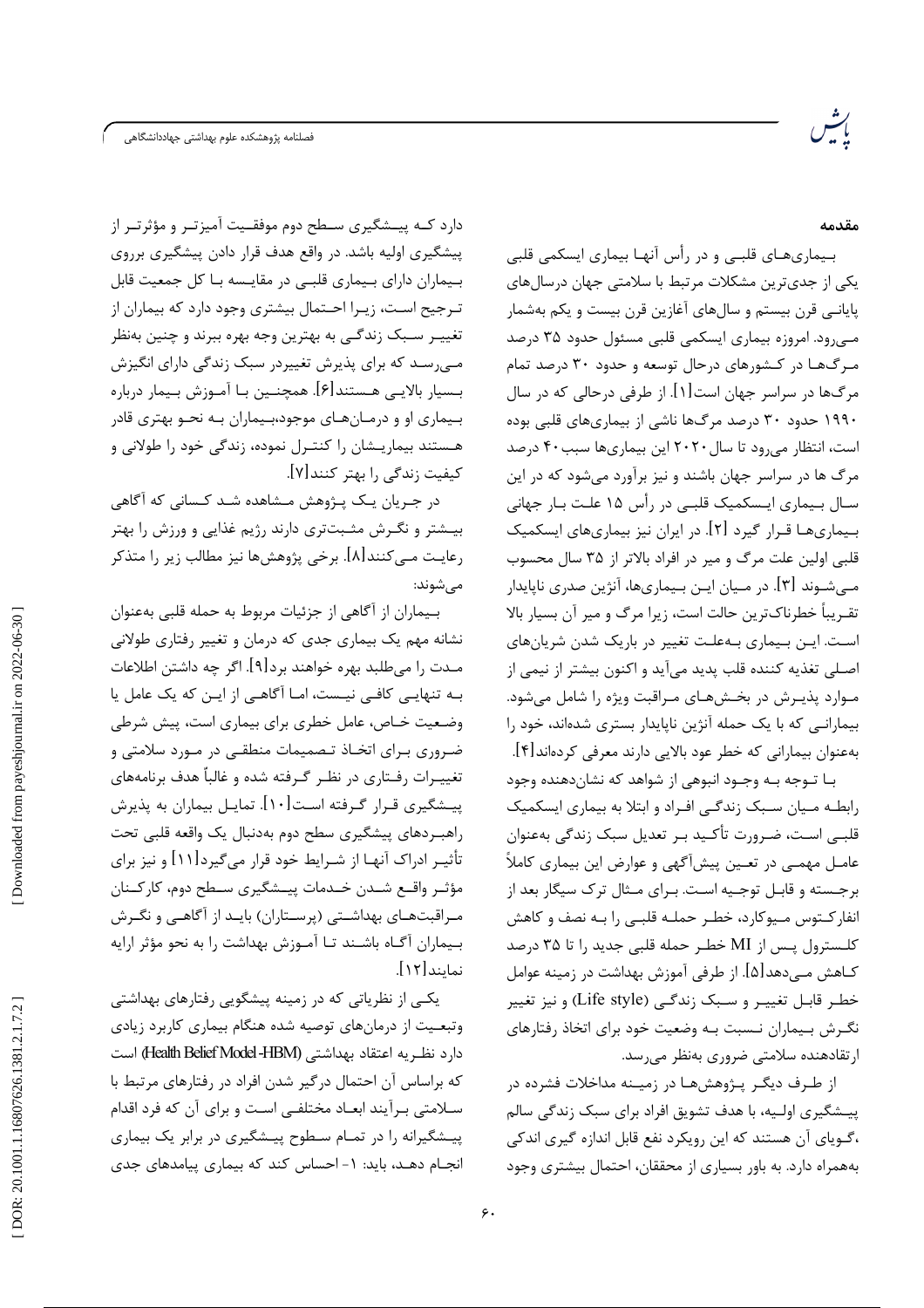## مقدمه

بیماری‌های قلبی و در رأس آنها بیماری ایسکمی قلبی یکی از جدی‌ترین مشکلات مرتبط با سلامتی جهان درسال‌های پایانی قرن بیستم و سال‌های آغازین قرن بیست و یکم به‌شمار می‌رود. امروزه بیماری ایسکمی قلبی مسئول حدود ۳۵ درصد مرگ‌ها در کشورهای درحال توسعه و حدود ۳۰ درصد تمام مرگ‌ها در سراسر جهان است[۱]. از طرفی درحالی که در سال ۱۹۹۰ حدود ۳۰ درصد مرگ‌ها ناشی از بیماری‌های قلبی بوده است، انتظار می‌رود تا سال ۲۰۲۰ این بیماری‌ها سبب ۴۰ درصد مرگ ها در سراسر جهان باشند و نیز برآورد می‌شود که در این سال بیماری ایسکمیک قلبی در رأس ۱۵ علت بار جهانی بیماری‌ها قرار گیرد [۲]. در ایران نیز بیماری‌های ایسکمیک قلبی اولین علت مرگ و میر در افراد بالاتر از ۳۵ سال محسوب می‌شوند [۳]. در میان این بیماری‌ها، آنژین صدری ناپایدار تقریباً خطرناک‌ترین حالت است، زیرا مرگ و میر آن بسیار بالا است. این بیماری به‌علت تغییر در باریک شدن شریان‌های اصلی تغذیه کننده قلب پدید می‌آید و اکنون بیشتر از نیمی از موارد پذیرش در بخش‌های مراقبت ویژه را شامل می‌شود. بیمارانی که با یک حمله آنژین ناپایدار بستری شده‌اند، خود را به‌عنوان بیمارانی که خطر عود بالایی دارند معرفی کرده‌اند[۴].

با توجه به وجود انبوهی از شواهد که نشان‌دهنده وجود رابطه میان سبک زندگی افراد و ابتلا به بیماری ایسکمیک قلبی است، ضرورت تأکید بر تعدیل سبک زندگی به‌عنوان عامل مهمی در تعین پیش‌آگهی و عوارض این بیماری کاملاً برجسته و قابل توجیه است. برای مثال ترک سیگار بعد از انفارکتوس میوکارد، خطر حمله قلبی را به نصف و کاهش کلسترول پس از MI خطر حمله قلبی جدید را تا ۳۵ درصد کاهش می‌دهد[۵]. از طرفی آموزش بهداشت در زمینه عوامل خطر قابل تغییر و سبک زندگی (Life style) و نیز تغییر نگرش بیماران نسبت به وضعیت خود برای اتخاذ رفتارهای ارتقادهنده سلامتی ضروری به‌نظر می‌رسد.

از طرف دیگر پژوهش‌ها در زمینه مداخلات فشرده در پیشگیری اولیه، با هدف تشویق افراد برای سبک زندگی سالم ،گویای آن هستند که این رویکرد نفع قابل اندازه گیری اندکی به‌همراه دارد. به باور بسیاری از محققان، احتمال بیشتری وجود دارد که پیشگیری سطح دوم موفقیت آمیزتر و مؤثرتر از پیشگیری اولیه باشد. در واقع هدف قرار دادن پیشگیری برروی بیماران دارای بیماری قلبی در مقایسه با کل جمعیت قابل ترجیح است، زیرا احتمال بیشتری وجود دارد که بیماران از تغییر سبک زندگی به بهترین وجه بهره ببرند و چنین به‌نظر می‌رسد که برای پذیرش تغییردر سبک زندگی دارای انگیزش بسیار بالایی هستند[۶]. همچنین با آموزش بیمار درباره بیماری او و درمان‌های موجود،بیماران به نحو بهتری قادر هستند بیماریشان را کنترل نموده، زندگی خود را طولانی و کیفیت زندگی را بهتر کنند[۷].

در جریان یک پژوهش مشاهده شد کسانی که آگاهی بیشتر و نگرش مثبت‌تری دارند رژیم غذایی و ورزش را بهتر رعایت می‌کنند[۸]. برخی پژوهش‌ها نیز مطالب زیر را متذکر می‌شوند:

بیماران از آگاهی از جزئیات مربوط به حمله قلبی به‌عنوان نشانه مهم یک بیماری جدی که درمان و تغییر رفتاری طولانی مدت را می‌طلبد بهره خواهند برد[۹]. اگر چه داشتن اطلاعات به تنهایی کافی نیست، اما آگاهی از این که یک عامل یا وضعیت خاص، عامل خطری برای بیماری است، پیش شرطی ضروری برای اتخاذ تصمیمات منطقی در مورد سلامتی و تغییرات رفتاری در نظر گرفته شده و غالباً هدف برنامه‌های پیشگیری قرار گرفته است[۱۰]. تمایل بیماران به پذیرش راهبردهای پیشگیری سطح دوم به‌دنبال یک واقعه قلبی تحت تأثیر ادراک آنها از شرایط خود قرار می‌گیرد[۱۱] و نیز برای مؤثر واقع شدن خدمات پیشگیری سطح دوم، کارکنان مراقبت‌های بهداشتی (پرستاران) باید از آگاهی و نگرش بیماران آگاه باشند تا آموزش بهداشت را به نحو مؤثر ارایه نمایند[۱۲].

یکی از نظریاتی که در زمینه پیشگویی رفتارهای بهداشتی وتبعیت از درمان‌های توصیه شده هنگام بیماری کاربرد زیادی دارد نظریه اعتقاد بهداشتی (Health Belief Model-HBM) است که براساس آن احتمال درگیر شدن افراد در رفتارهای مرتبط با سلامتی برآیند ابعاد مختلفی است و برای آن که فرد اقدام پیشگیرانه را در تمام سطوح پیشگیری در برابر یک بیماری انجام دهد، باید: ۱- احساس کند که بیماری پیامدهای جدی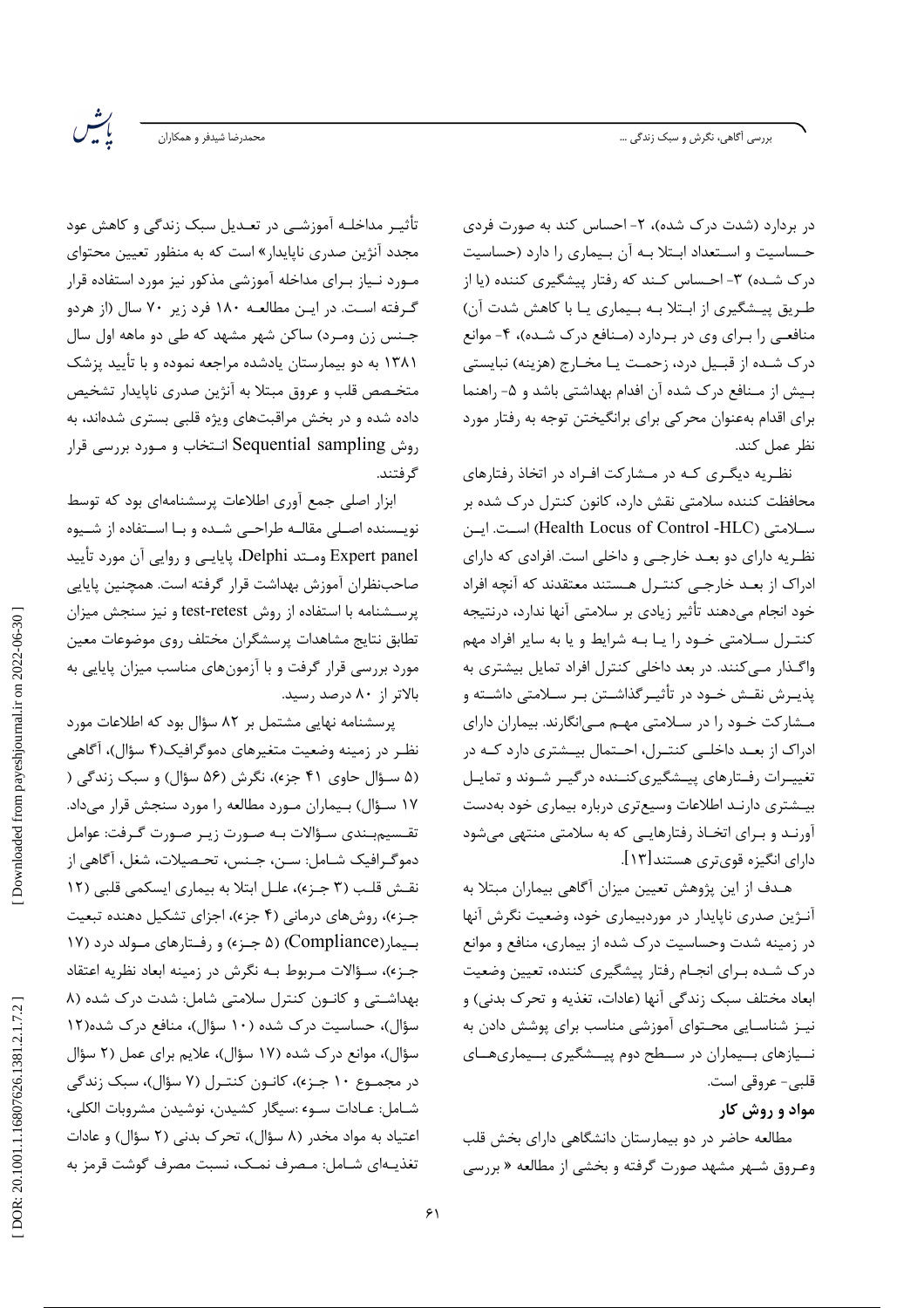در بردارد (شدت درک شده)، ۲- احساس کند به صورت فردی حساسیت و استعداد ابتلا به آن بیماری را دارد (حساسیت درک شده) ۳- احساس کند که رفتار پیشگیری کننده (یا از طریق پیشگیری از ابتلا به بیماری یا با کاهش شدت آن) منافعی را برای وی در بردارد (منافع درک شده)، ۴- موانع درک شده از قبیل درد، زحمت یا مخارج (هزینه) نبایستی بیش از منافع درک شده آن اقدام بهداشتی باشد و ۵- راهنما برای اقدام به‌عنوان محرکی برای برانگیختن توجه به رفتار مورد نظر عمل کند.

نظریه دیگری که در مشارکت افراد در اتخاذ رفتارهای محافظت کننده سلامتی نقش دارد، کانون کنترل درک شده بر سلامتی (Health Locus of Control -HLC) است. این نظریه دارای دو بعد خارجی و داخلی است. افرادی که دارای ادراک از بعد خارجی کنترل هستند معتقدند که آنچه افراد خود انجام می‌دهند تأثیر زیادی بر سلامتی آنها ندارد، درنتیجه کنترل سلامتی خود را یا به شرایط و یا به سایر افراد مهم واگذار می‌کنند. در بعد داخلی کنترل افراد تمایل بیشتری به پذیرش نقش خود در تأثیرگذاشتن بر سلامتی داشته و مشارکت خود را در سلامتی مهم می‌انگارند. بیماران دارای ادراک از بعد داخلی کنترل، احتمال بیشتری دارد که در تغییرات رفتارهای پیشگیری‌کننده درگیر شوند و تمایل بیشتری دارند اطلاعات وسیع‌تری درباره بیماری خود به‌دست آورند و برای اتخاذ رفتارهایی که به سلامتی منتهی می‌شود دارای انگیزه قوی‌تری هستند[۱۳].

هدف از این پژوهش تعیین میزان آگاهی بیماران مبتلا به آنژین صدری ناپایدار در موردبیماری خود، وضعیت نگرش آنها در زمینه شدت وحساسیت درک شده از بیماری، منافع و موانع درک شده برای انجام رفتار پیشگیری کننده، تعیین وضعیت ابعاد مختلف سبک زندگی آنها (عادات، تغذیه و تحرک بدنی) و نیز شناسایی محتوای آموزشی مناسب برای پوشش دادن به نیازهای بیماران در سطح دوم پیشگیری بیماری‌های قلبی- عروقی است.

## مواد و روش کار

مطالعه حاضر در دو بیمارستان دانشگاهی دارای بخش قلب وعروق شهر مشهد صورت گرفته و بخشی از مطالعه « بررسی تأثیر مداخله آموزشی در تعدیل سبک زندگی و کاهش عود مجدد آنژین صدری ناپایدار» است که به منظور تعیین محتوای مورد نیاز برای مداخله آموزشی مذکور نیز مورد استفاده قرار گرفته است. در این مطالعه ۱۸۰ فرد زیر ۷۰ سال (از هردو جنس زن ومرد) ساکن شهر مشهد که طی دو ماهه اول سال ۱۳۸۱ به دو بیمارستان یادشده مراجعه نموده و با تأیید پزشک متخصص قلب و عروق مبتلا به آنژین صدری ناپایدار تشخیص داده شده و در بخش مراقبت‌های ویژه قلبی بستری شده‌اند، به روش Sequential sampling انتخاب و مورد بررسی قرار گرفتند.

ابزار اصلی جمع آوری اطلاعات پرسشنامه‌ای بود که توسط نویسنده اصلی مقاله طراحی شده و با استفاده از شیوه Expert panel ومتد Delphi، پایایی و روایی آن مورد تأیید صاحب‌نظران آموزش بهداشت قرار گرفته است. همچنین پایایی پرسشنامه با استفاده از روش test-retest و نیز سنجش میزان تطابق نتایج مشاهدات پرسشگران مختلف روی موضوعات معین مورد بررسی قرار گرفت و با آزمون‌های مناسب میزان پایایی به بالاتر از ۸۰ درصد رسید.

پرسشنامه نهایی مشتمل بر ۸۲ سؤال بود که اطلاعات مورد نظر در زمینه وضعیت متغیرهای دموگرافیک(۴ سؤال)، آگاهی (۵ سؤال حاوی ۴۱ جزء)، نگرش (۵۶ سؤال) و سبک زندگی ( ۱۷ سؤال) بیماران مورد مطالعه را مورد سنجش قرار می‌داد. تقسیم‌بندی سؤالات به صورت زیر صورت گرفت: عوامل دموگرافیک شامل: سن، جنس، تحصیلات، شغل، آگاهی از نقش قلب (۳ جزء)، علل ابتلا به بیماری ایسکمی قلبی (۱۲ جزء)، روش‌های درمانی (۴ جزء)، اجزای تشکیل دهنده تبعیت بیمار(Compliance) (۵ جزء) و رفتارهای مولد درد (۱۷ جزء)، سؤالات مربوط به نگرش در زمینه ابعاد نظریه اعتقاد بهداشتی و کانون کنترل سلامتی شامل: شدت درک شده (۸ سؤال)، حساسیت درک شده (۱۰ سؤال)، منافع درک شده(۱۲ سؤال)، موانع درک شده (۱۷ سؤال)، علایم برای عمل (۲ سؤال در مجموع ۱۰ جزء)، کانون کنترل (۷ سؤال)، سبک زندگی شامل: عادات سوء :سیگار کشیدن، نوشیدن مشروبات الکلی، اعتیاد به مواد مخدر (۸ سؤال)، تحرک بدنی (۲ سؤال) و عادات تغذیه‌ای شامل: مصرف نمک، نسبت مصرف گوشت قرمز به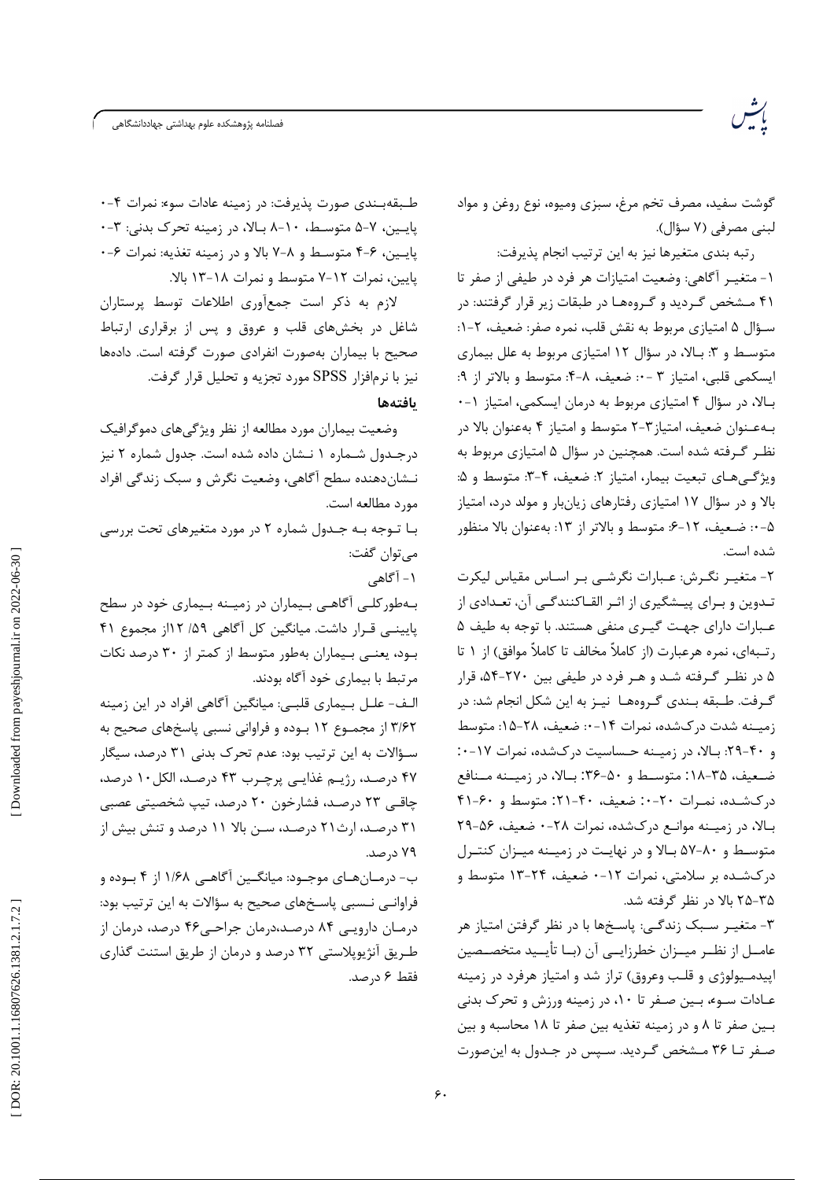گوشت سفید، مصرف تخم مرغ، سبزی ومیوه، نوع روغن و مواد لبنی مصرفی (۷ سؤال).

رتبه بندی متغیرها نیز به این ترتیب انجام پذیرفت:

۱- متغیر آگاهی: وضعیت امتیازات هر فرد در طیفی از صفر تا ۴۱ مشخص گردید و گروهها در طبقات زیر قرار گرفتند: در سؤال ۵ امتیازی مربوط به نقش قلب، نمره صفر: ضعیف، ۲-۱: متوسط و ۳: بالا، در سؤال ۱۲ امتیازی مربوط به علل بیماری ایسکمی قلبی، امتیاز ۳-۰: ضعیف، ۸-۴: متوسط و بالاتر از ۹: بالا، در سؤال ۴ امتیازی مربوط به درمان ایسکمی، امتیاز ۱-۰ به‌عنوان ضعیف، امتیاز۳-۲ متوسط و امتیاز ۴ به‌عنوان بالا در نظر گرفته شده است. همچنین در سؤال ۵ امتیازی مربوط به ویژگی‌های تبعیت بیمار، امتیاز ۲: ضعیف، ۴-۳: متوسط و ۵: بالا و در سؤال ۱۷ امتیازی رفتارهای زیان‌بار و مولد درد، امتیاز ۵-۰: ضعیف، ۱۲-۶: متوسط و بالاتر از ۱۳: به‌عنوان بالا منظور شده است.

۲- متغیر نگرش: عبارات نگرشی بر اساس مقیاس لیکرت تدوین و برای پیشگیری از اثر القاکنندگی آن، تعدادی از عبارات دارای جهت گیری منفی هستند. با توجه به طیف ۵ رتبه‌ای، نمره هرعبارت (از کاملاً مخالف تا کاملاً موافق) از ۱ تا ۵ در نظر گرفته شد و هر فرد در طیفی بین ۲۷۰-۵۴، قرار گرفت. طبقه بندی گروهها نیز به این شکل انجام شد: در زمینه شدت درک‌شده، نمرات ۱۴-۰: ضعیف، ۲۸-۱۵: متوسط و ۴۰-۲۹: بالا، در زمینه حساسیت درک‌شده، نمرات ۱۷-۰: ضعیف، ۳۵-۱۸: متوسط و ۵۰-۳۶: بالا، در زمینه منافع درک‌شده، نمرات ۲۰-۰: ضعیف، ۴۰-۲۱: متوسط و ۶۰-۴۱ بالا، در زمینه موانع درک‌شده، نمرات ۲۸-۰ ضعیف، ۵۶-۲۹ متوسط و ۸۰-۵۷ بالا و در نهایت در زمینه میزان کنترل درک‌شده بر سلامتی، نمرات ۱۲-۰ ضعیف، ۲۴-۱۳ متوسط و ۳۵-۲۵ بالا در نظر گرفته شد.

۳- متغیر سبک زندگی: پاسخ‌ها با در نظر گرفتن امتیاز هر عامل از نظر میزان خطرزایی آن (با تأیید متخصصین اپیدمیولوژی و قلب وعروق) تراز شد و امتیاز هرفرد در زمینه عادات سوء، بین صفر تا ۱۰، در زمینه ورزش و تحرک بدنی بین صفر تا ۸ و در زمینه تغذیه بین صفر تا ۱۸ محاسبه و بین صفر تا ۳۶ مشخص گردید. سپس در جدول به این‌صورت طبقه‌بندی صورت پذیرفت: در زمینه عادات سوء: نمرات ۴-۰ پایین، ۷-۵ متوسط، ۱۰-۸ بالا، در زمینه تحرک بدنی: ۳-۰ پایین، ۶-۴ متوسط و ۸-۷ بالا و در زمینه تغذیه: نمرات ۶-۰ پایین، نمرات ۱۲-۷ متوسط و نمرات ۱۸-۱۳ بالا.

لازم به ذکر است جمع‌آوری اطلاعات توسط پرستاران شاغل در بخش‌های قلب و عروق و پس از برقراری ارتباط صحیح با بیماران به‌صورت انفرادی صورت گرفته است. داده‌ها نیز با نرم‌افزار SPSS مورد تجزیه و تحلیل قرار گرفت.

## یافته‌ها

وضعیت بیماران مورد مطالعه از نظر ویژگی‌های دموگرافیک درجدول شماره ۱ نشان داده شده است. جدول شماره ۲ نیز نشان‌دهنده سطح آگاهی، وضعیت نگرش و سبک زندگی افراد مورد مطالعه است.

با توجه به جدول شماره ۲ در مورد متغیرهای تحت بررسی می‌توان گفت:

۱- آگاهی

به‌طورکلی آگاهی بیماران در زمینه بیماری خود در سطح پایینی قرار داشت. میانگین کل آگاهی ۱۲/۵۹ از مجموع ۴۱ بود، یعنی بیماران به‌طور متوسط از کمتر از ۳۰ درصد نکات مرتبط با بیماری خود آگاه بودند.

الف- علل بیماری قلبی: میانگین آگاهی افراد در این زمینه ۳/۶۲ از مجموع ۱۲ بوده و فراوانی نسبی پاسخ‌های صحیح به سؤالات به این ترتیب بود: عدم تحرک بدنی ۳۱ درصد، سیگار ۴۷ درصد، رژیم غذایی پرچرب ۴۳ درصد، الکل۱۰ درصد، چاقی ۲۳ درصد، فشارخون ۲۰ درصد، تیپ شخصیتی عصبی ۳۱ درصد، ارث۲۱ درصد، سن بالا ۱۱ درصد و تنش بیش از ۷۹ درصد.

ب- درمان‌های موجود: میانگین آگاهی ۱/۶۸ از ۴ بوده و فراوانی نسبی پاسخ‌های صحیح به سؤالات به این ترتیب بود: درمان دارویی ۸۴ درصد،درمان جراحی۴۶ درصد، درمان از طریق آنژیوپلاستی ۳۲ درصد و درمان از طریق استنت گذاری فقط ۶ درصد.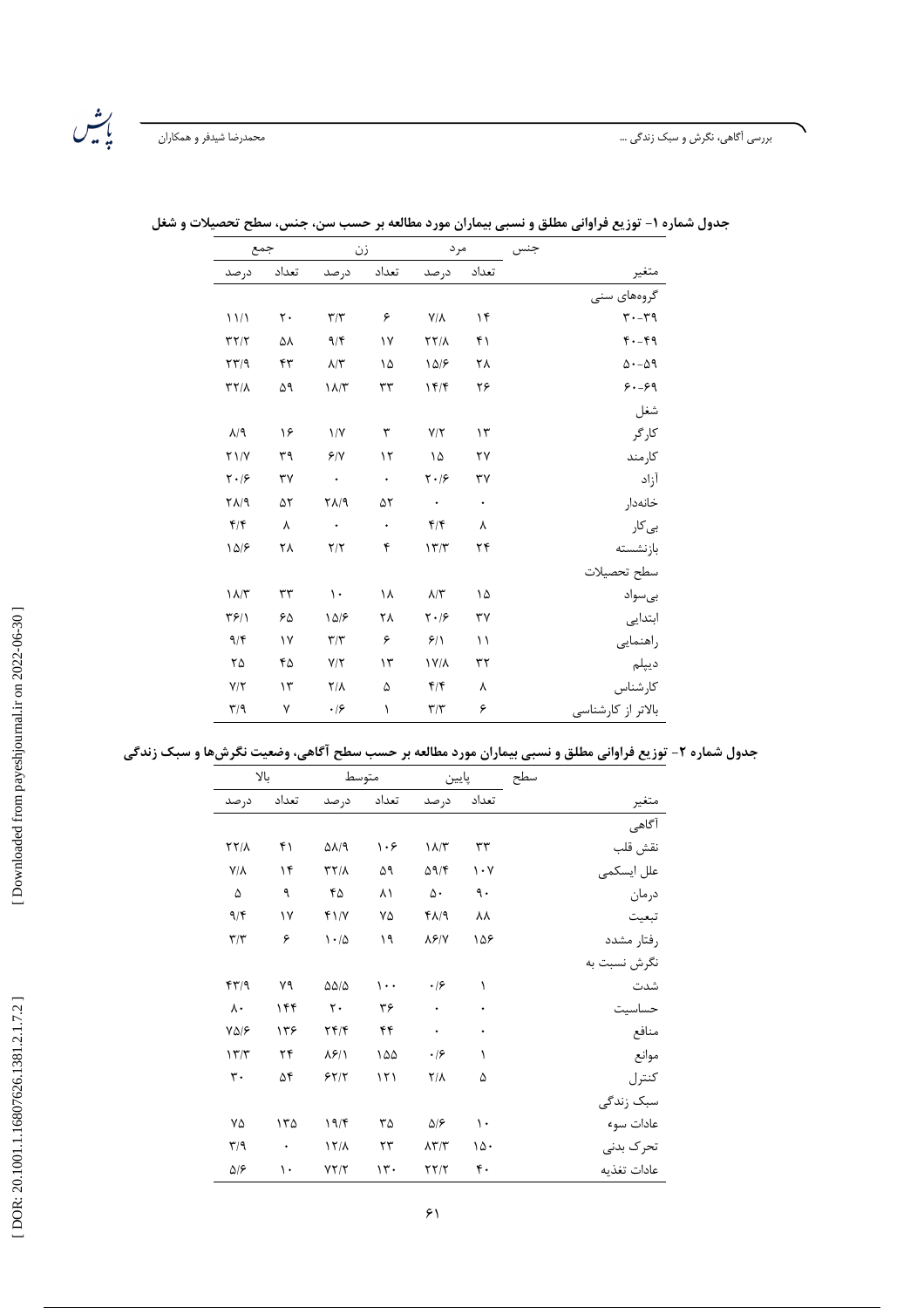جدول شماره ۱- توزیع فراوانی مطلق و نسبی بیماران مورد مطالعه بر حسب سن، جنس، سطح تحصیلات و شغل

| جنس | مرد | | زن | | جمع | |
|---|---|---|---|---|---|---|
| متغیر | تعداد | درصد | تعداد | درصد | تعداد | درصد |
| گروه‌های سنی | | | | | | |
| ۳۹-۳۰ | ۱۴ | ۷/۸ | ۶ | ۳/۳ | ۲۰ | ۱۱/۱ |
| ۴۹-۴۰ | ۴۱ | ۲۲/۸ | ۱۷ | ۹/۴ | ۵۸ | ۳۲/۲ |
| ۵۹-۵۰ | ۲۸ | ۱۵/۶ | ۱۵ | ۸/۳ | ۴۳ | ۲۳/۹ |
| ۶۹-۶۰ | ۲۶ | ۱۴/۴ | ۳۳ | ۱۸/۳ | ۵۹ | ۳۲/۸ |
| شغل | | | | | | |
| کارگر | ۱۳ | ۷/۲ | ۳ | ۱/۷ | ۱۶ | ۸/۹ |
| کارمند | ۲۷ | ۱۵ | ۱۲ | ۶/۷ | ۳۹ | ۲۱/۷ |
| آزاد | ۳۷ | ۲۰/۶ | ۰ | ۰ | ۳۷ | ۲۰/۶ |
| خانه‌دار | ۰ | ۰ | ۵۲ | ۲۸/۹ | ۵۲ | ۲۸/۹ |
| بی‌کار | ۸ | ۴/۴ | ۰ | ۰ | ۸ | ۴/۴ |
| بازنشسته | ۲۴ | ۱۳/۳ | ۴ | ۲/۲ | ۲۸ | ۱۵/۶ |
| سطح تحصیلات | | | | | | |
| بی‌سواد | ۱۵ | ۸/۳ | ۱۸ | ۱۰ | ۳۳ | ۱۸/۳ |
| ابتدایی | ۳۷ | ۲۰/۶ | ۲۸ | ۱۵/۶ | ۶۵ | ۳۶/۱ |
| راهنمایی | ۱۱ | ۶/۱ | ۶ | ۳/۳ | ۱۷ | ۹/۴ |
| دیپلم | ۳۲ | ۱۷/۸ | ۱۳ | ۷/۲ | ۴۵ | ۲۵ |
| کارشناس | ۸ | ۴/۴ | ۵ | ۲/۸ | ۱۳ | ۷/۲ |
| بالاتر از کارشناسی | ۶ | ۳/۳ | ۱ | ۰/۶ | ۷ | ۳/۹ |

جدول شماره ۲- توزیع فراوانی مطلق و نسبی بیماران مورد مطالعه بر حسب سطح آگاهی، وضعیت نگرش‌ها و سبک زندگی

| سطح | پایین | | متوسط | | بالا | |
|---|---|---|---|---|---|---|
| متغیر | تعداد | درصد | تعداد | درصد | تعداد | درصد |
| آگاهی | | | | | | |
| نقش قلب | ۳۳ | ۱۸/۳ | ۱۰۶ | ۵۸/۹ | ۴۱ | ۲۲/۸ |
| علل ایسکمی | ۱۰۷ | ۵۹/۴ | ۵۹ | ۳۲/۸ | ۱۴ | ۷/۸ |
| درمان | ۹۰ | ۵۰ | ۸۱ | ۴۵ | ۹ | ۵ |
| تبعیت | ۸۸ | ۴۸/۹ | ۷۵ | ۴۱/۷ | ۱۷ | ۹/۴ |
| رفتار مشدد | ۱۵۶ | ۸۶/۷ | ۱۹ | ۱۰/۵ | ۶ | ۳/۳ |
| نگرش نسبت به | | | | | | |
| شدت | ۱ | ۰/۶ | ۱۰۰ | ۵۵/۵ | ۷۹ | ۴۳/۹ |
| حساسیت | ۰ | ۰ | ۳۶ | ۲۰ | ۱۴۴ | ۸۰ |
| منافع | ۰ | ۰ | ۴۴ | ۲۴/۴ | ۱۳۶ | ۷۵/۶ |
| موانع | ۱ | ۰/۶ | ۱۵۵ | ۸۶/۱ | ۲۴ | ۱۳/۳ |
| کنترل | ۵ | ۲/۸ | ۱۲۱ | ۶۲/۲ | ۵۴ | ۳۰ |
| سبک زندگی | | | | | | |
| عادات سوء | ۱۰ | ۵/۶ | ۳۵ | ۱۹/۴ | ۱۳۵ | ۷۵ |
| تحرک بدنی | ۱۵۰ | ۸۳/۳ | ۲۳ | ۱۲/۸ | ۰ | ۳/۹ |
| عادات تغذیه | ۴۰ | ۲۲/۲ | ۱۳۰ | ۷۲/۲ | ۱۰ | ۵/۶ |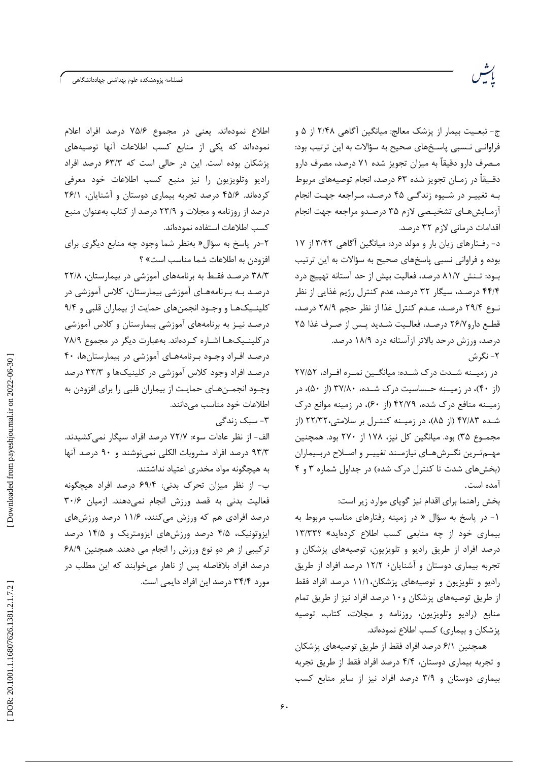ج- تبعیت بیمار از پزشک معالج: میانگین آگاهی ۲/۴۸ از ۵ و فراوانی نسبی پاسخ‌های صحیح به سؤالات به این ترتیب بود: مصرف دارو دقیقاً به میزان تجویز شده ۷۱ درصد، مصرف دارو دقیقاً در زمان تجویز شده ۶۳ درصد، انجام توصیه‌های مربوط به تغییر در شیوه زندگی ۴۵ درصد، مراجعه جهت انجام آزمایش‌های تشخیصی لازم ۳۵ درصدو مراجعه جهت انجام اقدامات درمانی لازم ۳۲ درصد.

د- رفتارهای زیان بار و مولد درد: میانگین آگاهی ۳/۴۲ از ۱۷ بوده و فراوانی نسبی پاسخ‌های صحیح به سؤالات به این ترتیب بود: تنش ۸۱/۷ درصد، فعالیت بیش از حد آستانه تهییج درد ۴۴/۴ درصد، سیگار ۳۲ درصد، عدم کنترل رژیم غذایی از نظر نوع ۲۹/۴ درصد، عدم کنترل غذا از نظر حجم ۲۸/۹ درصد، قطع دارو۲۶/۷ درصد، فعالیت شدید پس از صرف غذا ۲۵ درصد، ورزش درحد بالاتر ازآستانه درد ۱۸/۹ درصد.

۲- نگرش

در زمینه شدت درک شده: میانگین نمره افراد، ۲۷/۵۲ (از ۴۰)، در زمینه حساسیت درک شده، ۳۷/۸۰ (از ۵۰)، در زمینه منافع درک شده، ۴۲/۷۹ (از ۶۰)، در زمینه موانع درک شده ۴۷/۸۳ (از ۸۵)، در زمینه کنترل بر سلامتی،۲۲/۳۲ (از مجموع ۳۵) بود. میانگین کل نیز، ۱۷۸ از ۲۷۰ بود. همچنین مهم‌ترین نگرش‌های نیازمند تغییر و اصلاح دربیماران (بخش‌های شدت تا کنترل درک شده) در جداول شماره ۳ و ۴ آمده است.

بخش راهنما برای اقدام نیز گویای موارد زیر است:

۱- در پاسخ به سؤال « در زمینه رفتارهای مناسب مربوط به بیماری خود از چه منابعی کسب اطلاع کرده‌اید» ؟۱۳/۳۳ درصد افراد از طریق رادیو و تلویزیون، توصیه‌های پزشکان و تجربه بیماری دوستان و آشنایان، ۱۲/۲ درصد افراد از طریق رادیو و تلویزیون و توصیه‌های پزشکان،۱۱/۱ درصد افراد فقط از طریق توصیه‌های پزشکان و۱۰ درصد افراد نیز از طریق تمام منابع (رادیو وتلویزیون، روزنامه و مجلات، کتاب، توصیه پزشکان و بیماری) کسب اطلاع نموده‌اند.

همچنین ۶/۱ درصد افراد فقط از طریق توصیه‌های پزشکان و تجربه بیماری دوستان، ۴/۴ درصد افراد فقط از طریق تجربه بیماری دوستان و ۳/۹ درصد افراد نیز از سایر منابع کسب اطلاع نموده‌اند. یعنی در مجموع ۷۵/۶ درصد افراد اعلام نموده‌اند که یکی از منابع کسب اطلاعات آنها توصیه‌های پزشکان بوده است. این در حالی است که ۶۳/۳ درصد افراد رادیو وتلویزیون را نیز منبع کسب اطلاعات خود معرفی کرده‌اند. ۴۵/۶ درصد تجربه بیماری دوستان و آشنایان، ۲۶/۱ درصد از روزنامه و مجلات و ۲۳/۹ درصد از کتاب به‌عنوان منبع کسب اطلاعات استفاده نموده‌اند.

۲-در پاسخ به سؤال« به‌نظر شما وجود چه منابع دیگری برای افزودن به اطلاعات شما مناسب است» ؟

۳۸/۳ درصد فقط به برنامه‌های آموزشی در بیمارستان، ۲۲/۸ درصد به برنامه‌های آموزشی بیمارستان، کلاس آموزشی در کلینیک‌ها و وجود انجمن‌های حمایت از بیماران قلبی و ۹/۴ درصد نیز به برنامه‌های آموزشی بیمارستان و کلاس آموزشی درکلینیک‌ها اشاره کرده‌اند. به‌عبارت دیگر در مجموع ۷۸/۹ درصد افراد وجود برنامه‌های آموزشی در بیمارستان‌ها، ۴۰ درصد افراد وجود کلاس آموزشی در کلینیک‌ها و ۳۳/۳ درصد وجود انجمن‌های حمایت از بیماران قلبی را برای افزودن به اطلاعات خود مناسب می‌دانند.

۳- سبک زندگی

الف- از نظر عادات سوء: ۷۲/۷ درصد افراد سیگار نمی‌کشیدند. ۹۳/۳ درصد افراد مشروبات الکلی نمی‌نوشند و ۹۰ درصد آنها به هیچگونه مواد مخدری اعتیاد نداشتند.

ب- از نظر میزان تحرک بدنی: ۶۹/۴ درصد افراد هیچگونه فعالیت بدنی به قصد ورزش انجام نمی‌دهند. ازمیان ۳۰/۶ درصد افرادی هم که ورزش می‌کنند، ۱۱/۶ درصد ورزش‌های ایزوتونیک، ۴/۵ درصد ورزش‌های ایزومتریک و ۱۴/۵ درصد ترکیبی از هر دو نوع ورزش را انجام می دهند. همچنین ۶۸/۹ درصد افراد بلافاصله پس از ناهار می‌خوابند که این مطلب در مورد ۳۴/۴ درصد این افراد دایمی است.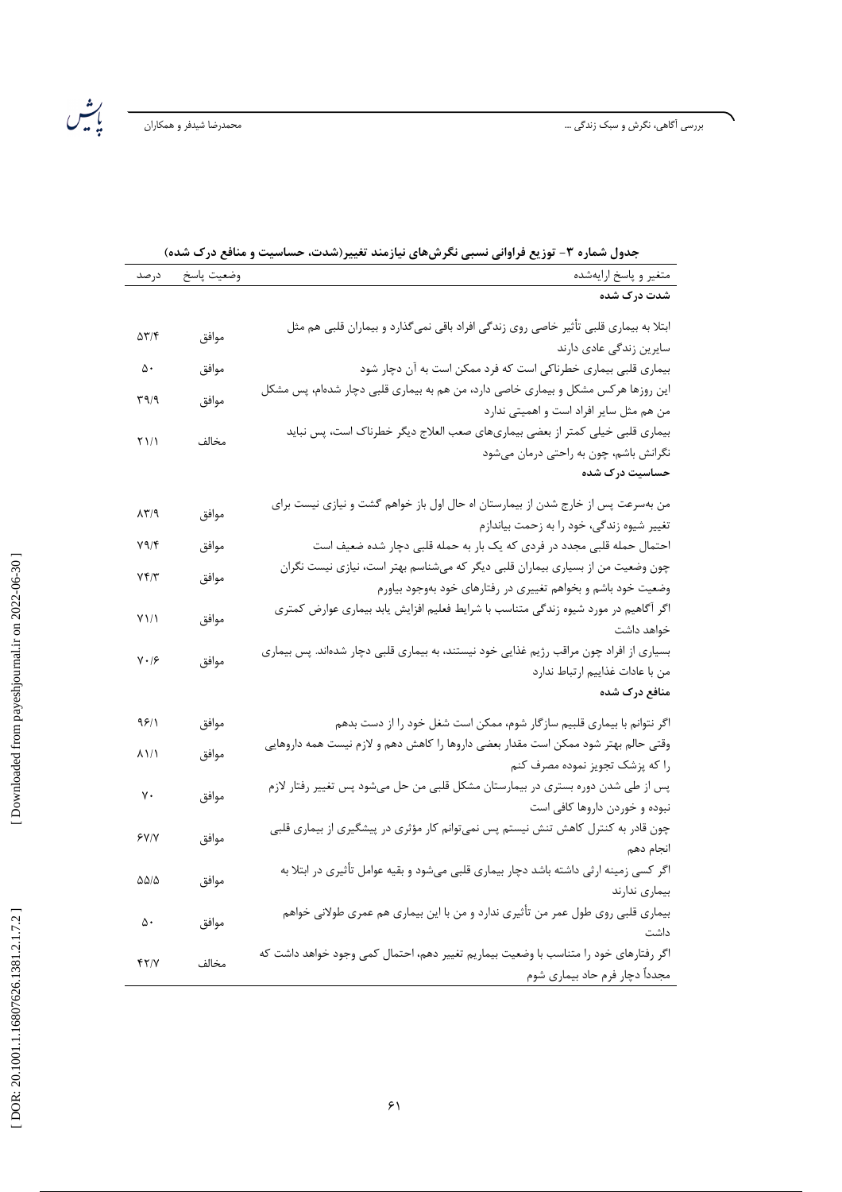**جدول شماره ۳- توزیع فراوانی نسبی نگرش‌های نیازمند تغییر(شدت، حساسیت و منافع درک شده)**

| متغیر و پاسخ ارایه‌شده | وضعیت پاسخ | درصد |
|---|---|---|
| **شدت درک شده** | | |
| ابتلا به بیماری قلبی تأثیر خاصی روی زندگی افراد باقی نمی‌گذارد و بیماران قلبی هم مثل سایرین زندگی عادی دارند | موافق | ۵۳/۴ |
| بیماری قلبی بیماری خطرناکی است که فرد ممکن است به آن دچار شود | موافق | ۵۰ |
| این روزها هرکس مشکل و بیماری خاصی دارد، من هم به بیماری قلبی دچار شده‌ام، پس مشکل من هم مثل سایر افراد است و اهمیتی ندارد | موافق | ۳۹/۹ |
| بیماری قلبی خیلی کمتر از بعضی بیماری‌های صعب العلاج دیگر خطرناک است، پس نباید نگرانش باشم، چون به راحتی درمان می‌شود | مخالف | ۲۱/۱ |
| **حساسیت درک شده** | | |
| من به‌سرعت پس از خارج شدن از بیمارستان اه حال اول باز خواهم گشت و نیازی نیست برای تغییر شیوه زندگی، خود را به زحمت بیاندازم | موافق | ۸۳/۹ |
| احتمال حمله قلبی مجدد در فردی که یک بار به حمله قلبی دچار شده ضعیف است | موافق | ۷۹/۴ |
| چون وضعیت من از بسیاری بیماران قلبی دیگر که می‌شناسم بهتر است، نیازی نیست نگران وضعیت خود باشم و بخواهم تغییری در رفتارهای خود به‌وجود بیاورم | موافق | ۷۴/۳ |
| اگر آگاهیم در مورد شیوه زندگی متناسب با شرایط فعلیم افزایش یابد بیماری عوارض کمتری خواهد داشت | موافق | ۷۱/۱ |
| بسیاری از افراد چون مراقب رژیم غذایی خود نیستند، به بیماری قلبی دچار شده‌اند. پس بیماری من با عادات غذاییم ارتباط ندارد | موافق | ۷۰/۶ |
| **منافع درک شده** | | |
| اگر نتوانم با بیماری قلبیم سازگار شوم، ممکن است شغل خود را از دست بدهم | موافق | ۹۶/۱ |
| وقتی حالم بهتر شود ممکن است مقدار بعضی داروها را کاهش دهم و لازم نیست همه داروهایی را که پزشک تجویز نموده مصرف کنم | موافق | ۸۱/۱ |
| پس از طی شدن دوره بستری در بیمارستان مشکل قلبی من حل می‌شود پس تغییر رفتار لازم نبوده و خوردن داروها کافی است | موافق | ۷۰ |
| چون قادر به کنترل کاهش تنش نیستم پس نمی‌توانم کار مؤثری در پیشگیری از بیماری قلبی انجام دهم | موافق | ۶۷/۷ |
| اگر کسی زمینه ارثی داشته باشد دچار بیماری قلبی می‌شود و بقیه عوامل تأثیری در ابتلا به بیماری ندارند | موافق | ۵۵/۵ |
| بیماری قلبی روی طول عمر من تأثیری ندارد و من با این بیماری هم عمری طولانی خواهم داشت | موافق | ۵۰ |
| اگر رفتارهای خود را متناسب با وضعیت بیماریم تغییر دهم، احتمال کمی وجود خواهد داشت که مجدداً دچار فرم حاد بیماری شوم | مخالف | ۴۲/۷ |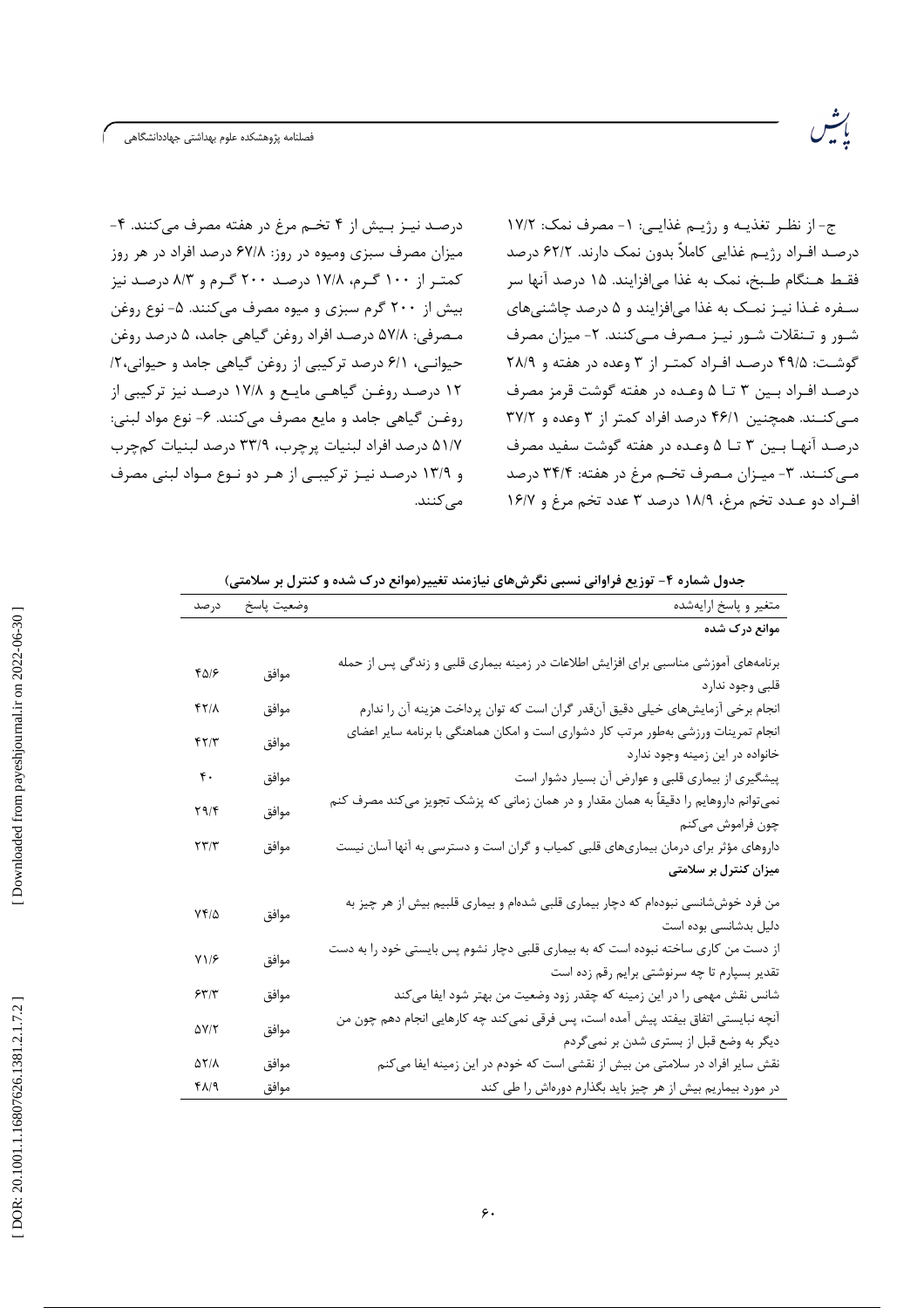ج- از نظـر تغذیـه و رژیـم غذایـی: ۱- مصرف نمک: ۱۷/۲ درصـد افـراد رژیـم غذایی کاملاً بدون نمک دارند. ۶۲/۲ درصد فقـط هـنگام طـبخ، نمک به غذا می‌افزایند. ۱۵ درصد آنها سر سـفره غـذا نیـز نمـک به غذا می‌افزایند و ۵ درصد چاشنی‌های شـور و تـنقلات شـور نیـز مـصرف مـی‌کنند. ۲- میزان مصرف گوشـت: ۴۹/۵ درصـد افـراد کمتـر از ۳ وعده در هفته و ۲۸/۹ درصـد افـراد بـین ۳ تـا ۵ وعـده در هفته گوشت قرمز مصرف مـی‌کنـند. همچنین ۴۶/۱ درصد افراد کمتر از ۳ وعده و ۳۷/۲ درصـد آنهـا بـین ۳ تـا ۵ وعـده در هفته گوشت سفید مصرف مـی‌کنـند. ۳- میـزان مـصرف تخـم مرغ در هفته: ۳۴/۴ درصد افـراد دو عـدد تخم مرغ، ۱۸/۹ درصد ۳ عدد تخم مرغ و ۱۶/۷ درصـد نیـز بـیش از ۴ تخـم مرغ در هفته مصرف می‌کنند. ۴- میزان مصرف سبزی ومیوه در روز: ۶۷/۸ درصد افراد در هر روز کمتـر از ۱۰۰ گـرم، ۱۷/۸ درصـد ۲۰۰ گـرم و ۸/۳ درصـد نیز بیش از ۲۰۰ گرم سبزی و میوه مصرف می‌کنند. ۵- نوع روغن مـصرفی: ۵۷/۸ درصـد افراد روغن گیاهی جامد، ۵ درصد روغن حیوانـی، ۶/۱ درصد ترکیبی از روغن گیاهی جامد و حیوانی،۲/ ۱۲ درصـد روغـن گیاهـی مایـع و ۱۷/۸ درصـد نیز ترکیبی از روغـن گیاهی جامد و مایع مصرف می‌کنند. ۶- نوع مواد لبنی: ۵۱/۷ درصد افراد لبنیات پرچرب، ۳۳/۹ درصد لبنیات کم‌چرب و ۱۳/۹ درصـد نیـز ترکیبـی از هـر دو نـوع مـواد لبنی مصرف می‌کنند.

**جدول شماره ۴- توزیع فراوانی نسبی نگرش‌های نیازمند تغییر(موانع درک شده و کنترل بر سلامتی)**

| متغیر و پاسخ ارایه‌شده | وضعیت پاسخ | درصد |
|---|---|---|
| **موانع درک شده** | | |
| برنامه‌های آموزشی مناسبی برای افزایش اطلاعات در زمینه بیماری قلبی و زندگی پس از حمله قلبی وجود ندارد | موافق | ۴۵/۶ |
| انجام برخی آزمایش‌های خیلی دقیق آن‌قدر گران است که توان پرداخت هزینه آن را ندارم | موافق | ۴۲/۸ |
| انجام تمرینات ورزشی به‌طور مرتب کار دشواری است و امکان هماهنگی با برنامه سایر اعضای خانواده در این زمینه وجود ندارد | موافق | ۴۲/۳ |
| پیشگیری از بیماری قلبی و عوارض آن بسیار دشوار است | موافق | ۴۰ |
| نمی‌توانم داروهایم را دقیقاً به همان مقدار و در همان زمانی که پزشک تجویز می‌کند مصرف کنم چون فراموش می‌کنم | موافق | ۲۹/۴ |
| داروهای مؤثر برای درمان بیماری‌های قلبی کمیاب و گران است و دسترسی به آنها آسان نیست | موافق | ۲۳/۳ |
| **میزان کنترل بر سلامتی** | | |
| من فرد خوش‌شانسی نبوده‌ام که دچار بیماری قلبی شده‌ام و بیماری قلبیم بیش از هر چیز به دلیل بدشانسی بوده است | موافق | ۷۴/۵ |
| از دست من کاری ساخته نبوده است که به بیماری قلبی دچار نشوم پس بایستی خود را به دست تقدیر بسپارم تا چه سرنوشتی برایم رقم زده است | موافق | ۷۱/۶ |
| شانس نقش مهمی را در این زمینه که چقدر زود وضعیت من بهتر شود ایفا می‌کند | موافق | ۶۳/۳ |
| آنچه نبایستی اتفاق بیفتد پیش آمده است، پس فرقی نمی‌کند چه کارهایی انجام دهم چون من دیگر به وضع قبل از بستری شدن بر نمی‌گردم | موافق | ۵۷/۲ |
| نقش سایر افراد در سلامتی من بیش از نقشی است که خودم در این زمینه ایفا می‌کنم | موافق | ۵۲/۸ |
| در مورد بیماریم بیش از هر چیز باید بگذارم دوره‌اش را طی کند | موافق | ۴۸/۹ |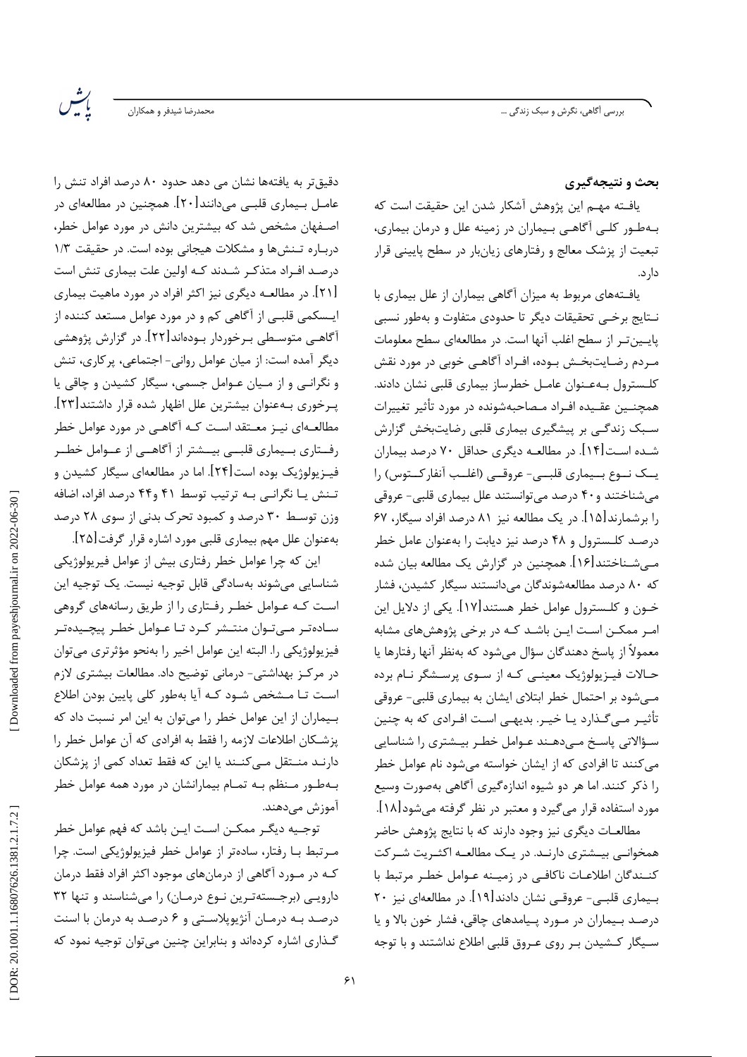## بحث و نتیجه‌گیری

یافته مهم این پژوهش آشکار شدن این حقیقت است که به‌طور کلی آگاهی بیماران در زمینه علل و درمان بیماری، تبعیت از پزشک معالج و رفتارهای زیان‌بار در سطح پایینی قرار دارد.

یافته‌های مربوط به میزان آگاهی بیماران از علل بیماری با نتایج برخی تحقیقات دیگر تا حدودی متفاوت و به‌طور نسبی پایین‌تر از سطح اغلب آنها است. در مطالعه‌ای سطح معلومات مردم رضایت‌بخش بوده، افراد آگاهی خوبی در مورد نقش کلسترول به‌عنوان عامل خطرساز بیماری قلبی نشان دادند. همچنین عقیده افراد مصاحبه‌شونده در مورد تأثیر تغییرات سبک زندگی بر پیشگیری بیماری قلبی رضایت‌بخش گزارش شده است[۱۴]. در مطالعه دیگری حداقل ۷۰ درصد بیماران یک نوع بیماری قلبی- عروقی (اغلب آنفارکتوس) را می‌شناختند و ۴۰ درصد می‌توانستند علل بیماری قلبی- عروقی را برشمارند[۱۵]. در یک مطالعه نیز ۸۱ درصد افراد سیگار، ۶۷ درصد کلسترول و ۴۸ درصد نیز دیابت را به‌عنوان عامل خطر می‌شناختند[۱۶]. همچنین در گزارش یک مطالعه بیان شده که ۸۰ درصد مطالعه‌شوندگان می‌دانستند سیگار کشیدن، فشار خون و کلسترول عوامل خطر هستند[۱۷]. یکی از دلایل این امر ممکن است این باشد که در برخی پژوهش‌های مشابه معمولاً از پاسخ دهندگان سؤال می‌شود که به‌نظر آنها رفتارها یا حالات فیزیولوژیک معینی که از سوی پرسشگر نام برده می‌شود بر احتمال خطر ابتلای ایشان به بیماری قلبی- عروقی تأثیر می‌گذارد یا خیر. بدیهی است افرادی که به چنین سؤالاتی پاسخ می‌دهند عوامل خطر بیشتری را شناسایی می‌کنند تا افرادی که از ایشان خواسته می‌شود نام عوامل خطر را ذکر کنند. اما هر دو شیوه اندازه‌گیری آگاهی به‌صورت وسیع مورد استفاده قرار می‌گیرد و معتبر در نظر گرفته می‌شود[۱۸].

مطالعات دیگری نیز وجود دارند که با نتایج پژوهش حاضر همخوانی بیشتری دارند. در یک مطالعه اکثریت شرکت کنندگان اطلاعات ناکافی در زمینه عوامل خطر مرتبط با بیماری قلبی- عروقی نشان دادند[۱۹]. در مطالعه‌ای نیز ۲۰ درصد بیماران در مورد پیامدهای چاقی، فشار خون بالا و یا سیگار کشیدن بر روی عروق قلبی اطلاع نداشتند و با توجه دقیق‌تر به یافته‌ها نشان می دهد حدود ۸۰ درصد افراد تنش را عامل بیماری قلبی می‌دانند[۲۰]. همچنین در مطالعه‌ای در اصفهان مشخص شد که بیشترین دانش در مورد عوامل خطر، درباره تنش‌ها و مشکلات هیجانی بوده است. در حقیقت ۱/۳ درصد افراد متذکر شدند که اولین علت بیماری تنش است [۲۱]. در مطالعه دیگری نیز اکثر افراد در مورد ماهیت بیماری ایسکمی قلبی از آگاهی کم و در مورد عوامل مستعد کننده از آگاهی متوسطی برخوردار بوده‌اند[۲۲]. در گزارش پژوهشی دیگر آمده است: از میان عوامل روانی- اجتماعی، پرکاری، تنش و نگرانی و از میان عوامل جسمی، سیگار کشیدن و چاقی یا پرخوری به‌عنوان بیشترین علل اظهار شده قرار داشتند[۲۳]. مطالعه‌ای نیز معتقد است که آگاهی در مورد عوامل خطر رفتاری بیماری قلبی بیشتر از آگاهی از عوامل خطر فیزیولوژیک بوده است[۲۴]. اما در مطالعه‌ای سیگار کشیدن و تنش یا نگرانی به ترتیب توسط ۴۱ و ۴۴ درصد افراد، اضافه وزن توسط ۳۰ درصد و کمبود تحرک بدنی از سوی ۲۸ درصد به‌عنوان علل مهم بیماری مورد اشاره قرار گرفت[۲۵].

این که چرا عوامل خطر رفتاری بیش از عوامل فیزیولوژیکی شناسایی می‌شوند به‌سادگی قابل توجیه نیست. یک توجیه این است که عوامل خطر رفتاری را از طریق رسانه‌های گروهی ساده‌تر می‌توان منتشر کرد تا عوامل خطر پیچیده‌تر فیزیولوژیکی را. البته این عوامل اخیر را به‌نحو مؤثرتری می‌توان در مرکز بهداشتی- درمانی توضیح داد. مطالعات بیشتری لازم است تا مشخص شود که آیا به‌طور کلی پایین بودن اطلاع بیماران از این عوامل خطر را می‌توان به این امر نسبت داد که پزشکان اطلاعات لازمه را فقط به افرادی که آن عوامل خطر را دارند منتقل می‌کنند یا این که فقط تعداد کمی از پزشکان به‌طور منظم به تمام بیمارانشان در مورد همه عوامل خطر آموزش می‌دهند.

توجیه دیگر ممکن است این باشد که فهم عوامل خطر مرتبط با رفتار، ساده‌تر از عوامل خطر فیزیولوژیکی است. چرا که در مورد آگاهی از درمان‌های موجود اکثر افراد فقط درمان دارویی (برجسته‌ترین نوع درمان) را می‌شناسند و تنها ۳۲ درصد به درمان آنژیوپلاستی و ۶ درصد به درمان با استنت گذاری اشاره کرده‌اند و بنابراین چنین می‌توان توجیه نمود که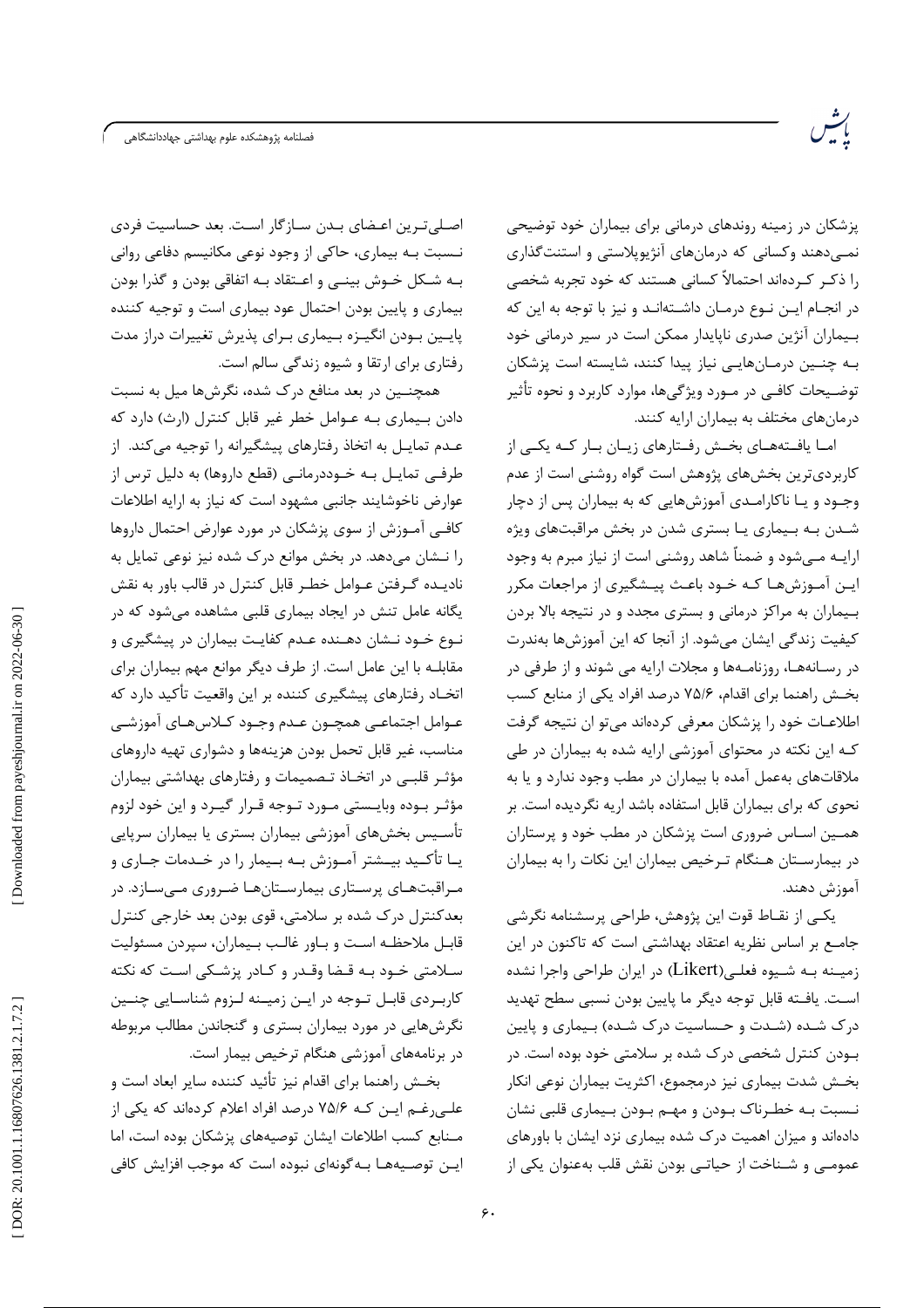پزشکان در زمینه روندهای درمانی برای بیماران خود توضیحی نمی‌دهند وکسانی که درمان‌های آنژیوپلاستی و استنت‌گذاری را ذکر کرده‌اند احتمالاً کسانی هستند که خود تجربه شخصی در انجام این نوع درمان داشته‌اند و نیز با توجه به این که بیماران آنژین صدری ناپایدار ممکن است در سیر درمانی خود به چنین درمان‌هایی نیاز پیدا کنند، شایسته است پزشکان توضیحات کافی در مورد ویژگی‌ها، موارد کاربرد و نحوه تأثیر درمان‌های مختلف به بیماران ارایه کنند.

اما یافته‌های بخش رفتارهای زیان بار که یکی از کاربردی‌ترین بخش‌های پژوهش است گواه روشنی است از عدم وجود و یا ناکارامدی آموزش‌هایی که به بیماران پس از دچار شدن به بیماری یا بستری شدن در بخش مراقبت‌های ویژه ارایه می‌شود و ضمناً شاهد روشنی است از نیاز مبرم به وجود این آموزش‌ها که خود باعث پیشگیری از مراجعات مکرر بیماران به مراکز درمانی و بستری مجدد و در نتیجه بالا بردن کیفیت زندگی ایشان می‌شود. از آنجا که این آموزش‌ها به‌ندرت در رسانه‌ها، روزنامه‌ها و مجلات ارایه می شوند و از طرفی در بخش راهنما برای اقدام، ۷۵/۶ درصد افراد یکی از منابع کسب اطلاعات خود را پزشکان معرفی کرده‌اند می‌تو ان نتیجه گرفت که این نکته در محتوای آموزشی ارایه شده به بیماران در طی ملاقات‌های به‌عمل آمده با بیماران در مطب وجود ندارد و یا به نحوی که برای بیماران قابل استفاده باشد اریه نگردیده است. بر همین اساس ضروری است پزشکان در مطب خود و پرستاران در بیمارستان هنگام ترخیص بیماران این نکات را به بیماران آموزش دهند.

یکی از نقاط قوت این پژوهش، طراحی پرسشنامه نگرشی جامع بر اساس نظریه اعتقاد بهداشتی است که تاکنون در این زمینه به شیوه فعلی(Likert) در ایران طراحی واجرا نشده است. یافته قابل توجه دیگر ما پایین بودن نسبی سطح تهدید درک شده (شدت و حساسیت درک شده) بیماری و پایین بودن کنترل شخصی درک شده بر سلامتی خود بوده است. در بخش شدت بیماری نیز درمجموع، اکثریت بیماران نوعی انکار نسبت به خطرناک بودن و مهم بودن بیماری قلبی نشان داده‌اند و میزان اهمیت درک شده بیماری نزد ایشان با باورهای عمومی و شناخت از حیاتی بودن نقش قلب به‌عنوان یکی از اصلی‌ترین اعضای بدن سازگار است. بعد حساسیت فردی نسبت به بیماری، حاکی از وجود نوعی مکانیسم دفاعی روانی به شکل خوش بینی و اعتقاد به اتفاقی بودن و گذرا بودن بیماری و پایین بودن احتمال عود بیماری است و توجیه کننده پایین بودن انگیزه بیماری برای پذیرش تغییرات دراز مدت رفتاری برای ارتقا و شیوه زندگی سالم است.

همچنین در بعد منافع درک شده، نگرش‌ها میل به نسبت دادن بیماری به عوامل خطر غیر قابل کنترل (ارث) دارد که عدم تمایل به اتخاذ رفتارهای پیشگیرانه را توجیه می‌کند. از طرفی تمایل به خوددرمانی (قطع داروها) به دلیل ترس از عوارض ناخوشایند جانبی مشهود است که نیاز به ارایه اطلاعات کافی آموزش از سوی پزشکان در مورد عوارض احتمال داروها را نشان می‌دهد. در بخش موانع درک شده نیز نوعی تمایل به نادیده گرفتن عوامل خطر قابل کنترل در قالب باور به نقش یگانه عامل تنش در ایجاد بیماری قلبی مشاهده می‌شود که در نوع خود نشان دهنده عدم کفایت بیماران در پیشگیری و مقابله با این عامل است. از طرف دیگر موانع مهم بیماران برای اتخاذ رفتارهای پیشگیری کننده بر این واقعیت تأکید دارد که عوامل اجتماعی همچون عدم وجود کلاس‌های آموزشی مناسب، غیر قابل تحمل بودن هزینه‌ها و دشواری تهیه داروهای مؤثر قلبی در اتخاذ تصمیمات و رفتارهای بهداشتی بیماران مؤثر بوده وبایستی مورد توجه قرار گیرد و این خود لزوم تأسیس بخش‌های آموزشی بیماران بستری یا بیماران سرپایی یا تأکید بیشتر آموزش به بیمار را در خدمات جاری و مراقبت‌های پرستاری بیمارستان‌ها ضروری می‌سازد. در بعدکنترل درک شده بر سلامتی، قوی بودن بعد خارجی کنترل قابل ملاحظه است و باور غالب بیماران، سپردن مسئولیت سلامتی خود به قضا وقدر و کادر پزشکی است که نکته کاربردی قابل توجه در این زمینه لزوم شناسایی چنین نگرش‌هایی در مورد بیماران بستری و گنجاندن مطالب مربوطه در برنامه‌های آموزشی هنگام ترخیص بیمار است.

بخش راهنما برای اقدام نیز تأئید کننده سایر ابعاد است و علی‌رغم این که ۷۵/۶ درصد افراد اعلام کرده‌اند که یکی از منابع کسب اطلاعات ایشان توصیه‌های پزشکان بوده است، اما این توصیه‌ها به‌گونه‌ای نبوده است که موجب افزایش کافی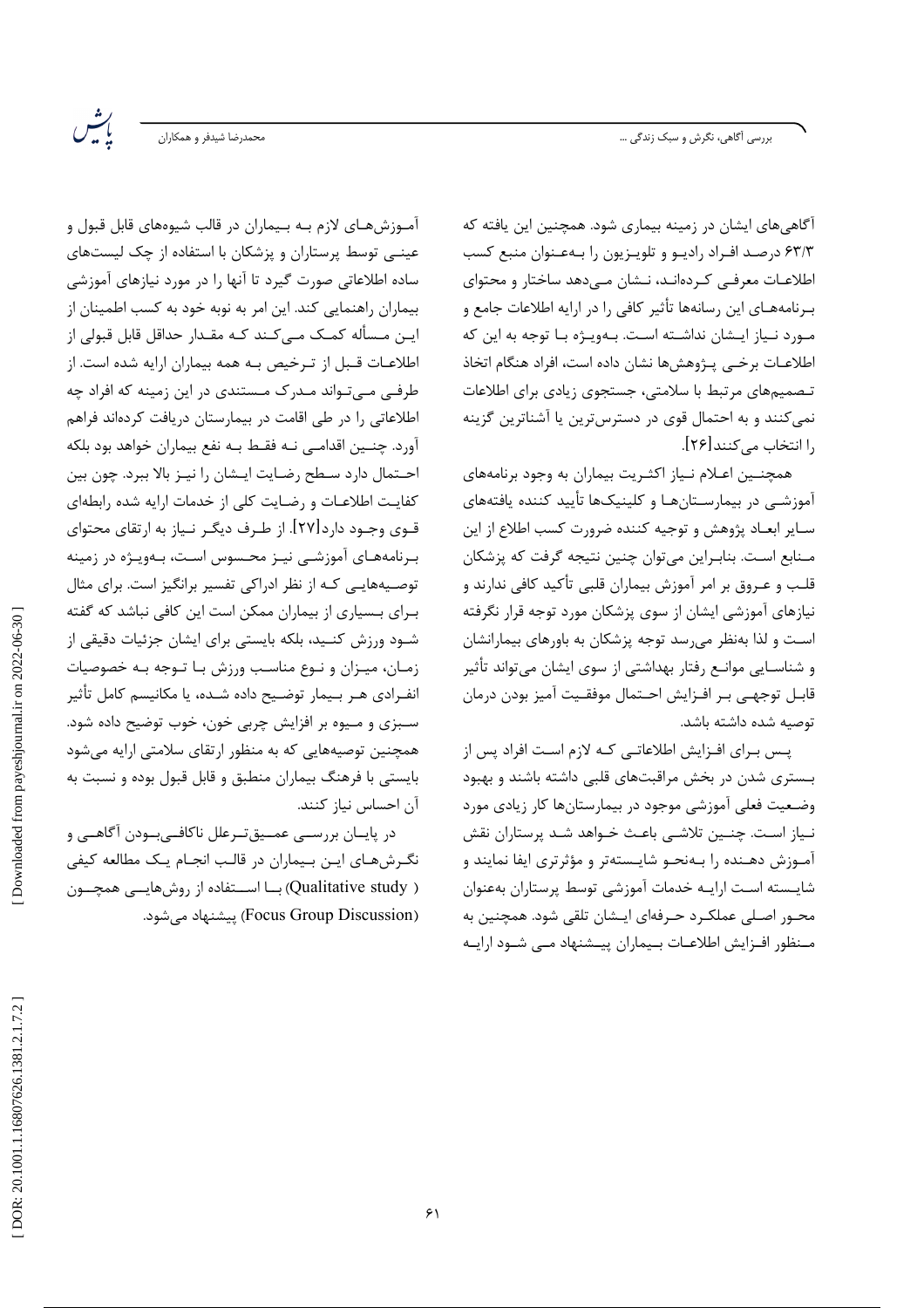آگاهی‌های ایشان در زمینه بیماری شود. همچنین این یافته که ۶۳/۳ درصد افراد رادیو و تلویزیون را به‌عنوان منبع کسب اطلاعات معرفی کرده‌اند، نشان می‌دهد ساختار و محتوای برنامه‌های این رسانه‌ها تأثیر کافی را در ارایه اطلاعات جامع و مورد نیاز ایشان نداشته است. به‌ویژه با توجه به این که اطلاعات برخی پژوهش‌ها نشان داده است، افراد هنگام اتخاذ تصمیم‌های مرتبط با سلامتی، جستجوی زیادی برای اطلاعات نمی‌کنند و به احتمال قوی در دسترس‌ترین یا آشناترین گزینه را انتخاب می‌کنند[۲۶].

همچنین اعلام نیاز اکثریت بیماران به وجود برنامه‌های آموزشی در بیمارستان‌ها و کلینیک‌ها تأیید کننده یافته‌های سایر ابعاد پژوهش و توجیه کننده ضرورت کسب اطلاع از این منابع است. بنابراین می‌توان چنین نتیجه گرفت که پزشکان قلب و عروق بر امر آموزش بیماران قلبی تأکید کافی ندارند و نیازهای آموزشی ایشان از سوی پزشکان مورد توجه قرار نگرفته است و لذا به‌نظر می‌رسد توجه پزشکان به باورهای بیمارانشان و شناسایی موانع رفتار بهداشتی از سوی ایشان می‌تواند تأثیر قابل توجهی بر افزایش احتمال موفقیت آمیز بودن درمان توصیه شده داشته باشد.

پس برای افزایش اطلاعاتی که لازم است افراد پس از بستری شدن در بخش مراقبت‌های قلبی داشته باشند و بهبود وضعیت فعلی آموزشی موجود در بیمارستان‌ها کار زیادی مورد نیاز است. چنین تلاشی باعث خواهد شد پرستاران نقش آموزش دهنده را به‌نحو شایسته‌تر و مؤثرتری ایفا نمایند و شایسته است ارایه خدمات آموزشی توسط پرستاران به‌عنوان محور اصلی عملکرد حرفه‌ای ایشان تلقی شود. همچنین به منظور افزایش اطلاعات بیماران پیشنهاد می شود ارایه آموزش‌های لازم به بیماران در قالب شیوه‌های قابل قبول و عینی توسط پرستاران و پزشکان با استفاده از چک لیست‌های ساده اطلاعاتی صورت گیرد تا آنها را در مورد نیازهای آموزشی بیماران راهنمایی کند. این امر به نوبه خود به کسب اطمینان از این مسأله کمک می‌کند که مقدار حداقل قابل قبولی از اطلاعات قبل از ترخیص به همه بیماران ارایه شده است. از طرفی می‌تواند مدرک مستندی در این زمینه که افراد چه اطلاعاتی را در طی اقامت در بیمارستان دریافت کرده‌اند فراهم آورد. چنین اقدامی نه فقط به نفع بیماران خواهد بود بلکه احتمال دارد سطح رضایت ایشان را نیز بالا ببرد. چون بین کفایت اطلاعات و رضایت کلی از خدمات ارایه شده رابطه‌ای قوی وجود دارد[۲۷]. از طرف دیگر نیاز به ارتقای محتوای برنامه‌های آموزشی نیز محسوس است، به‌ویژه در زمینه توصیه‌هایی که از نظر ادراکی تفسیر برانگیز است. برای مثال برای بسیاری از بیماران ممکن است این کافی نباشد که گفته شود ورزش کنید، بلکه بایستی برای ایشان جزئیات دقیقی از زمان، میزان و نوع مناسب ورزش با توجه به خصوصیات انفرادی هر بیمار توضیح داده شده، یا مکانیسم کامل تأثیر سبزی و میوه بر افزایش چربی خون، خوب توضیح داده شود. همچنین توصیه‌هایی که به منظور ارتقای سلامتی ارایه می‌شود بایستی با فرهنگ بیماران منطبق و قابل قبول بوده و نسبت به آن احساس نیاز کنند.

در پایان بررسی عمیق‌ترعلل ناکافی‌بودن آگاهی و نگرش‌های این بیماران در قالب انجام یک مطالعه کیفی (Qualitative study) با استفاده از روش‌هایی همچون (Focus Group Discussion) پیشنهاد می‌شود.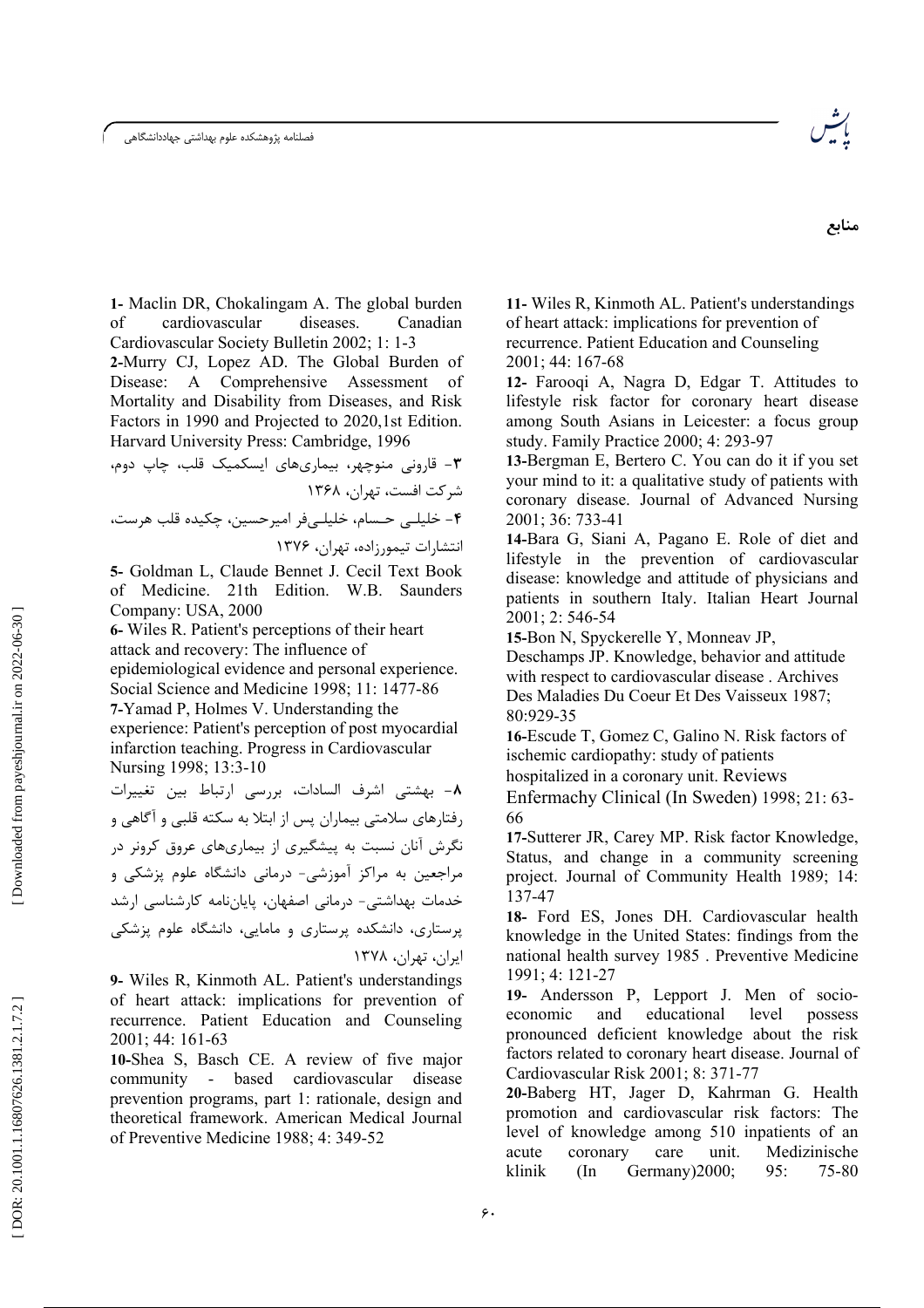## منابع

**1-** Maclin DR, Chokalingam A. The global burden of cardiovascular diseases. Canadian Cardiovascular Society Bulletin 2002; 1: 1-3

**2-**Murry CJ, Lopez AD. The Global Burden of Disease: A Comprehensive Assessment of Mortality and Disability from Diseases, and Risk Factors in 1990 and Projected to 2020,1st Edition. Harvard University Press: Cambridge, 1996

**۳**- قارونی منوچهر، بیماری‌های ایسکمیک قلب، چاپ دوم، شرکت افست، تهران، ۱۳۶۸

**۴**- خلیلـی حسام، خلیلـی‌فر امیرحسین، چکیده قلب هرست، انتشارات تیمورزاده، تهران، ۱۳۷۶

**5-** Goldman L, Claude Bennet J. Cecil Text Book of Medicine. 21th Edition. W.B. Saunders Company: USA, 2000

**6-** Wiles R. Patient's perceptions of their heart attack and recovery: The influence of epidemiological evidence and personal experience. Social Science and Medicine 1998; 11: 1477-86

**7-**Yamad P, Holmes V. Understanding the experience: Patient's perception of post myocardial infarction teaching. Progress in Cardiovascular Nursing 1998; 13:3-10

**۸**- بهشتی اشرف السادات، بررسی ارتباط بین تغییرات رفتارهای سلامتی بیماران پس از ابتلا به سکته قلبی و آگاهی و نگرش آنان نسبت به پیشگیری از بیماری‌های عروق کرونر در مراجعین به مراکز آموزشی- درمانی دانشگاه علوم پزشکی و خدمات بهداشتی- درمانی اصفهان، پایان‌نامه کارشناسی ارشد پرستاری، دانشکده پرستاری و مامایی، دانشگاه علوم پزشکی ایران، تهران، ۱۳۷۸

**9-** Wiles R, Kinmoth AL. Patient's understandings of heart attack: implications for prevention of recurrence. Patient Education and Counseling 2001; 44: 161-63

**10-**Shea S, Basch CE. A review of five major community - based cardiovascular disease prevention programs, part 1: rationale, design and theoretical framework. American Medical Journal of Preventive Medicine 1988; 4: 349-52

**11-** Wiles R, Kinmoth AL. Patient's understandings of heart attack: implications for prevention of recurrence. Patient Education and Counseling 2001; 44: 167-68

**12-** Farooqi A, Nagra D, Edgar T. Attitudes to lifestyle risk factor for coronary heart disease among South Asians in Leicester: a focus group study. Family Practice 2000; 4: 293-97

**13-**Bergman E, Bertero C. You can do it if you set your mind to it: a qualitative study of patients with coronary disease. Journal of Advanced Nursing 2001; 36: 733-41

**14-**Bara G, Siani A, Pagano E. Role of diet and lifestyle in the prevention of cardiovascular disease: knowledge and attitude of physicians and patients in southern Italy. Italian Heart Journal 2001; 2: 546-54

**15-**Bon N, Spyckerelle Y, Monneav JP, Deschamps JP. Knowledge, behavior and attitude with respect to cardiovascular disease . Archives Des Maladies Du Coeur Et Des Vaisseux 1987; 80:929-35

**16-**Escude T, Gomez C, Galino N. Risk factors of ischemic cardiopathy: study of patients hospitalized in a coronary unit. Reviews Enfermachy Clinical (In Sweden) 1998; 21: 63-66

**17-**Sutterer JR, Carey MP. Risk factor Knowledge, Status, and change in a community screening project. Journal of Community Health 1989; 14: 137-47

**18-** Ford ES, Jones DH. Cardiovascular health knowledge in the United States: findings from the national health survey 1985 . Preventive Medicine 1991; 4: 121-27

**19-** Andersson P, Lepport J. Men of socio-economic and educational level possess pronounced deficient knowledge about the risk factors related to coronary heart disease. Journal of Cardiovascular Risk 2001; 8: 371-77

**20-**Baberg HT, Jager D, Kahrman G. Health promotion and cardiovascular risk factors: The level of knowledge among 510 inpatients of an acute coronary care unit. Medizinische klinik (In Germany)2000; 95: 75-80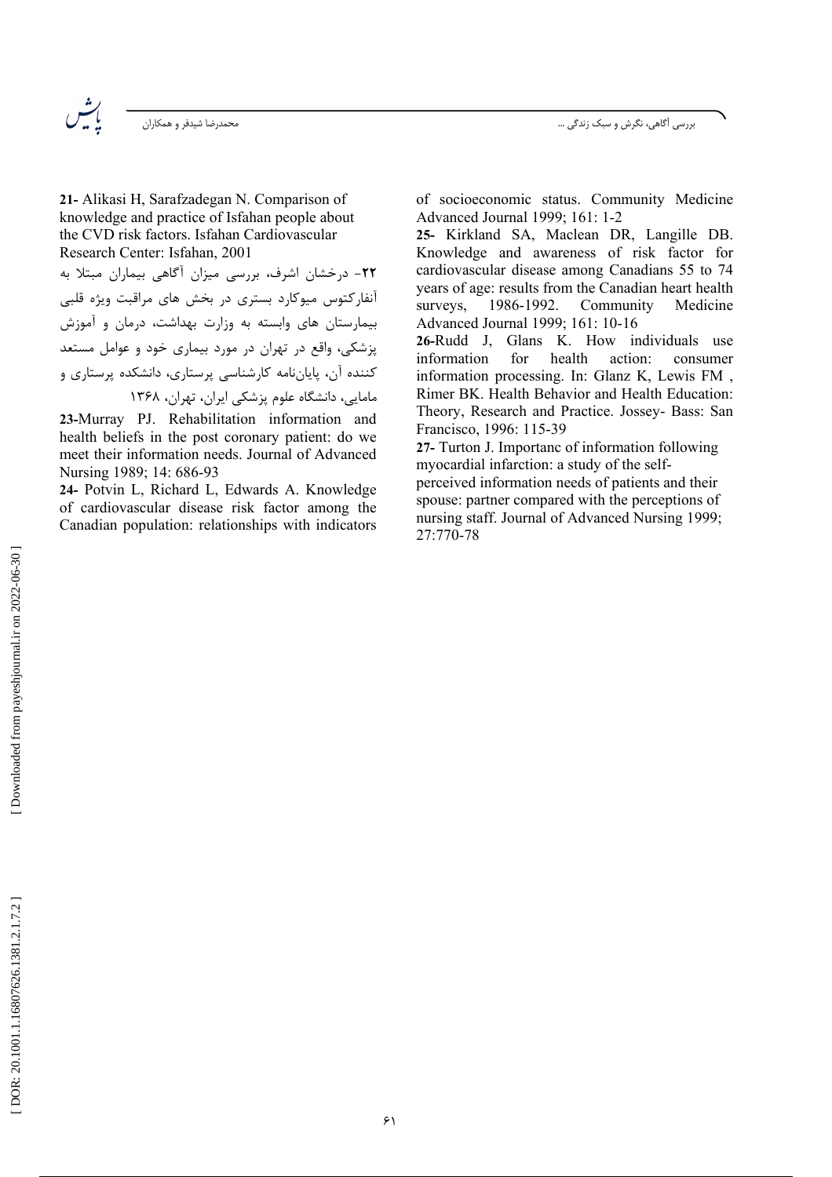**21-** Alikasi H, Sarafzadegan N. Comparison of knowledge and practice of Isfahan people about the CVD risk factors. Isfahan Cardiovascular Research Center: Isfahan, 2001

**۲۲**- درخشان اشرف، بررسی میزان آگاهی بیماران مبتلا به آنفارکتوس میوکارد بستری در بخش های مراقبت ویژه قلبی بیمارستان های وابسته به وزارت بهداشت، درمان و آموزش پزشکی، واقع در تهران در مورد بیماری خود و عوامل مستعد کننده آن، پایان‌نامه کارشناسی پرستاری، دانشکده پرستاری و مامایی، دانشگاه علوم پزشکی ایران، تهران، ۱۳۶۸

**23-**Murray PJ. Rehabilitation information and health beliefs in the post coronary patient: do we meet their information needs. Journal of Advanced Nursing 1989; 14: 686-93

**24-** Potvin L, Richard L, Edwards A. Knowledge of cardiovascular disease risk factor among the Canadian population: relationships with indicators of socioeconomic status. Community Medicine Advanced Journal 1999; 161: 1-2

**25-** Kirkland SA, Maclean DR, Langille DB. Knowledge and awareness of risk factor for cardiovascular disease among Canadians 55 to 74 years of age: results from the Canadian heart health surveys, 1986-1992. Community Medicine Advanced Journal 1999; 161: 10-16

**26-**Rudd J, Glans K. How individuals use information for health action: consumer information processing. In: Glanz K, Lewis FM , Rimer BK. Health Behavior and Health Education: Theory, Research and Practice. Jossey- Bass: San Francisco, 1996: 115-39

**27-** Turton J. Importanc of information following myocardial infarction: a study of the self-perceived information needs of patients and their spouse: partner compared with the perceptions of nursing staff. Journal of Advanced Nursing 1999; 27:770-78